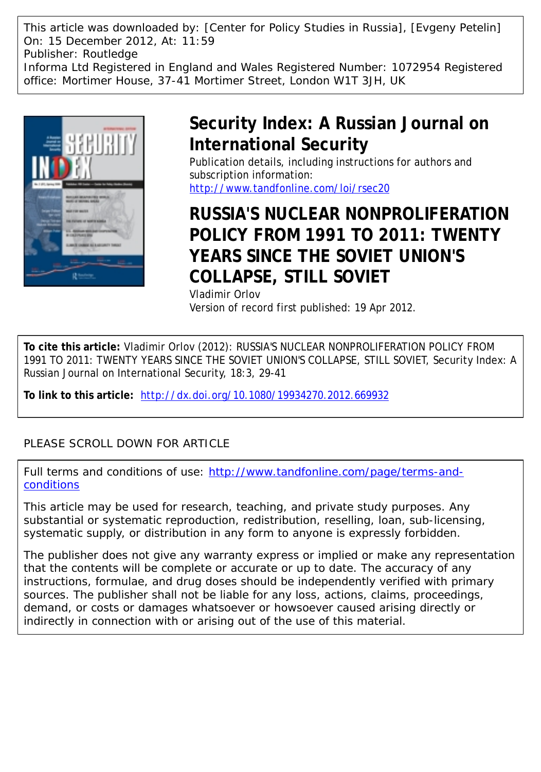This article was downloaded by: [Center for Policy Studies in Russia], [Evgeny Petelin]
On: 15 December 2012, At: 11:59
Publisher: Routledge
Informa Ltd Registered in England and Wales Registered Number: 1072954 Registered office: Mortimer House, 37-41 Mortimer Street, London W1T 3JH, UK

# Security Index: A Russian Journal on International Security

Publication details, including instructions for authors and subscription information:
http://www.tandfonline.com/loi/rsec20

# RUSSIA'S NUCLEAR NONPROLIFERATION POLICY FROM 1991 TO 2011: TWENTY YEARS SINCE THE SOVIET UNION'S COLLAPSE, STILL SOVIET

Vladimir Orlov

Version of record first published: 19 Apr 2012.

**To cite this article:** Vladimir Orlov (2012): RUSSIA'S NUCLEAR NONPROLIFERATION POLICY FROM 1991 TO 2011: TWENTY YEARS SINCE THE SOVIET UNION'S COLLAPSE, STILL SOVIET, Security Index: A Russian Journal on International Security, 18:3, 29-41

**To link to this article:** http://dx.doi.org/10.1080/19934270.2012.669932

PLEASE SCROLL DOWN FOR ARTICLE

Full terms and conditions of use: http://www.tandfonline.com/page/terms-and-conditions

This article may be used for research, teaching, and private study purposes. Any substantial or systematic reproduction, redistribution, reselling, loan, sub-licensing, systematic supply, or distribution in any form to anyone is expressly forbidden.

The publisher does not give any warranty express or implied or make any representation that the contents will be complete or accurate or up to date. The accuracy of any instructions, formulae, and drug doses should be independently verified with primary sources. The publisher shall not be liable for any loss, actions, claims, proceedings, demand, or costs or damages whatsoever or howsoever caused arising directly or indirectly in connection with or arising out of the use of this material.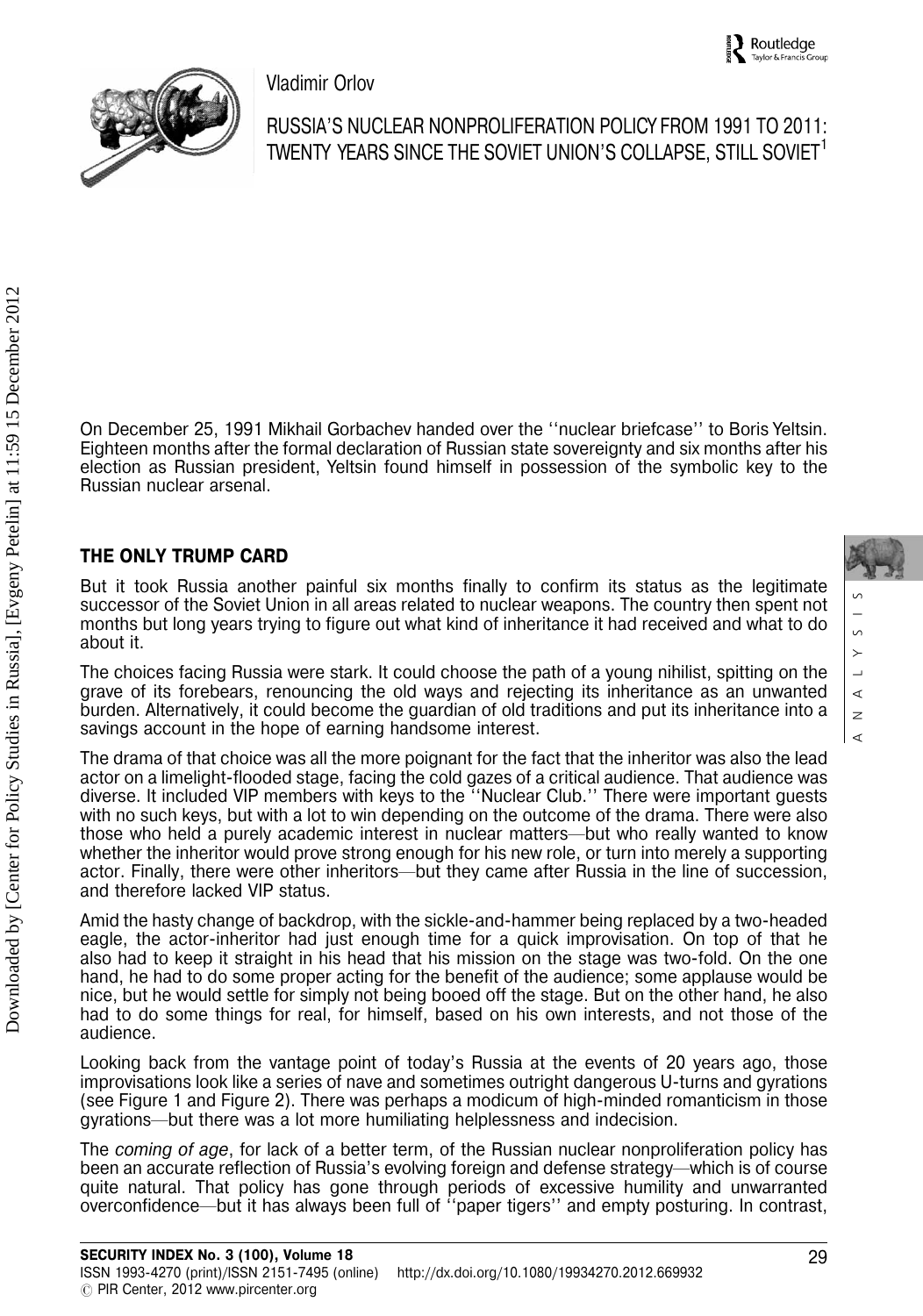Vladimir Orlov

# RUSSIA'S NUCLEAR NONPROLIFERATION POLICY FROM 1991 TO 2011: TWENTY YEARS SINCE THE SOVIET UNION'S COLLAPSE, STILL SOVIET[1]

On December 25, 1991 Mikhail Gorbachev handed over the ''nuclear briefcase'' to Boris Yeltsin. Eighteen months after the formal declaration of Russian state sovereignty and six months after his election as Russian president, Yeltsin found himself in possession of the symbolic key to the Russian nuclear arsenal.

## THE ONLY TRUMP CARD

But it took Russia another painful six months finally to confirm its status as the legitimate successor of the Soviet Union in all areas related to nuclear weapons. The country then spent not months but long years trying to figure out what kind of inheritance it had received and what to do about it.

The choices facing Russia were stark. It could choose the path of a young nihilist, spitting on the grave of its forebears, renouncing the old ways and rejecting its inheritance as an unwanted burden. Alternatively, it could become the guardian of old traditions and put its inheritance into a savings account in the hope of earning handsome interest.

The drama of that choice was all the more poignant for the fact that the inheritor was also the lead actor on a limelight-flooded stage, facing the cold gazes of a critical audience. That audience was diverse. It included VIP members with keys to the ''Nuclear Club.'' There were important guests with no such keys, but with a lot to win depending on the outcome of the drama. There were also those who held a purely academic interest in nuclear matters—but who really wanted to know whether the inheritor would prove strong enough for his new role, or turn into merely a supporting actor. Finally, there were other inheritors—but they came after Russia in the line of succession, and therefore lacked VIP status.

Amid the hasty change of backdrop, with the sickle-and-hammer being replaced by a two-headed eagle, the actor-inheritor had just enough time for a quick improvisation. On top of that he also had to keep it straight in his head that his mission on the stage was two-fold. On the one hand, he had to do some proper acting for the benefit of the audience; some applause would be nice, but he would settle for simply not being booed off the stage. But on the other hand, he also had to do some things for real, for himself, based on his own interests, and not those of the audience.

Looking back from the vantage point of today's Russia at the events of 20 years ago, those improvisations look like a series of nave and sometimes outright dangerous U-turns and gyrations (see Figure 1 and Figure 2). There was perhaps a modicum of high-minded romanticism in those gyrations—but there was a lot more humiliating helplessness and indecision.

The *coming of age*, for lack of a better term, of the Russian nuclear nonproliferation policy has been an accurate reflection of Russia's evolving foreign and defense strategy—which is of course quite natural. That policy has gone through periods of excessive humility and unwarranted overconfidence—but it has always been full of ''paper tigers'' and empty posturing. In contrast,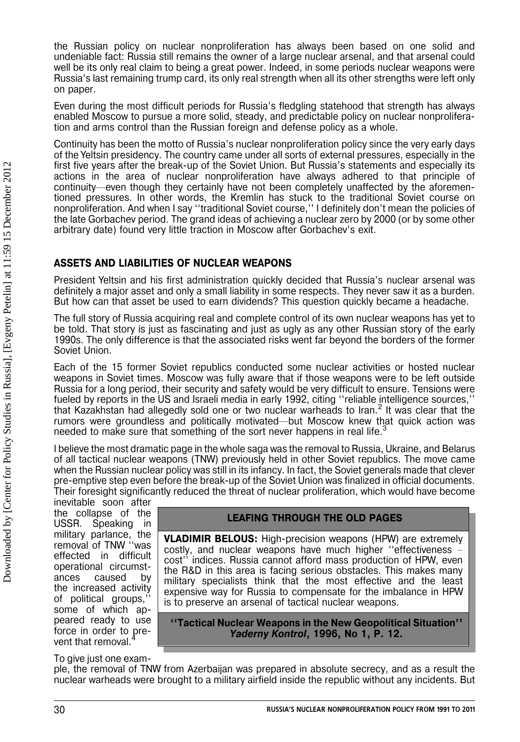the Russian policy on nuclear nonproliferation has always been based on one solid and undeniable fact: Russia still remains the owner of a large nuclear arsenal, and that arsenal could well be its only real claim to being a great power. Indeed, in some periods nuclear weapons were Russia's last remaining trump card, its only real strength when all its other strengths were left only on paper.

Even during the most difficult periods for Russia's fledgling statehood that strength has always enabled Moscow to pursue a more solid, steady, and predictable policy on nuclear nonproliferation and arms control than the Russian foreign and defense policy as a whole.

Continuity has been the motto of Russia's nuclear nonproliferation policy since the very early days of the Yeltsin presidency. The country came under all sorts of external pressures, especially in the first five years after the break-up of the Soviet Union. But Russia's statements and especially its actions in the area of nuclear nonproliferation have always adhered to that principle of continuity—even though they certainly have not been completely unaffected by the aforementioned pressures. In other words, the Kremlin has stuck to the traditional Soviet course on nonproliferation. And when I say ''traditional Soviet course,'' I definitely don't mean the policies of the late Gorbachev period. The grand ideas of achieving a nuclear zero by 2000 (or by some other arbitrary date) found very little traction in Moscow after Gorbachev's exit.

## ASSETS AND LIABILITIES OF NUCLEAR WEAPONS

President Yeltsin and his first administration quickly decided that Russia's nuclear arsenal was definitely a major asset and only a small liability in some respects. They never saw it as a burden. But how can that asset be used to earn dividends? This question quickly became a headache.

The full story of Russia acquiring real and complete control of its own nuclear weapons has yet to be told. That story is just as fascinating and just as ugly as any other Russian story of the early 1990s. The only difference is that the associated risks went far beyond the borders of the former Soviet Union.

Each of the 15 former Soviet republics conducted some nuclear activities or hosted nuclear weapons in Soviet times. Moscow was fully aware that if those weapons were to be left outside Russia for a long period, their security and safety would be very difficult to ensure. Tensions were fueled by reports in the US and Israeli media in early 1992, citing ''reliable intelligence sources,'' that Kazakhstan had allegedly sold one or two nuclear warheads to Iran.[2] It was clear that the rumors were groundless and politically motivated—but Moscow knew that quick action was needed to make sure that something of the sort never happens in real life.[3]

I believe the most dramatic page in the whole saga was the removal to Russia, Ukraine, and Belarus of all tactical nuclear weapons (TNW) previously held in other Soviet republics. The move came when the Russian nuclear policy was still in its infancy. In fact, the Soviet generals made that clever pre-emptive step even before the break-up of the Soviet Union was finalized in official documents. Their foresight significantly reduced the threat of nuclear proliferation, which would have become inevitable soon after the collapse of the USSR. Speaking in military parlance, the removal of TNW ''was effected in difficult operational circumstances caused by the increased activity of political groups,'' some of which appeared ready to use force in order to prevent that removal.[4]

> **LEAFING THROUGH THE OLD PAGES**
>
> **VLADIMIR BELOUS:** High-precision weapons (HPW) are extremely costly, and nuclear weapons have much higher ''effectiveness – cost'' indices. Russia cannot afford mass production of HPW, even the R&D in this area is facing serious obstacles. This makes many military specialists think that the most effective and the least expensive way for Russia to compensate for the imbalance in HPW is to preserve an arsenal of tactical nuclear weapons.
>
> **''Tactical Nuclear Weapons in the New Geopolitical Situation''** ***Yaderny Kontrol*, 1996, No 1, P. 12.**

To give just one example, the removal of TNW from Azerbaijan was prepared in absolute secrecy, and as a result the nuclear warheads were brought to a military airfield inside the republic without any incidents. But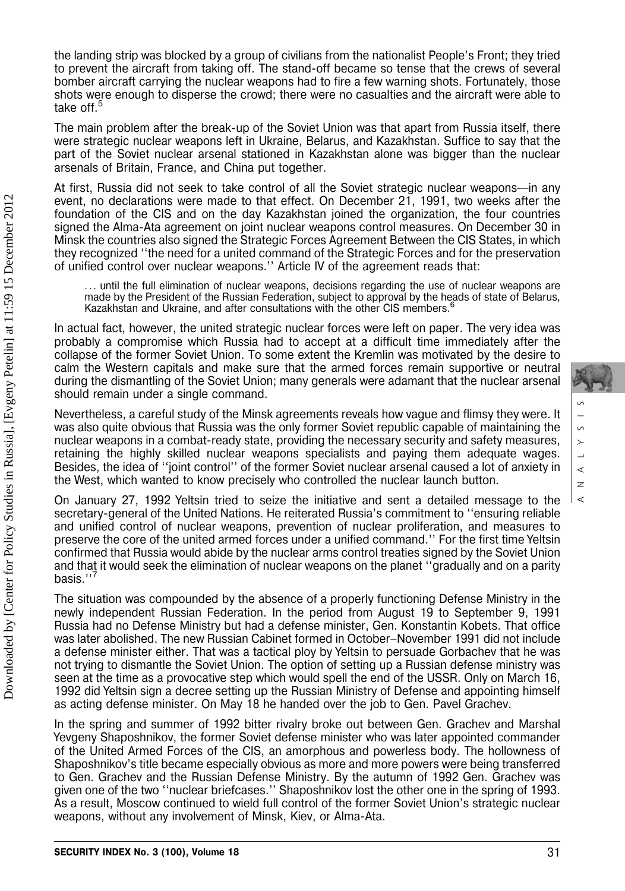the landing strip was blocked by a group of civilians from the nationalist People's Front; they tried to prevent the aircraft from taking off. The stand-off became so tense that the crews of several bomber aircraft carrying the nuclear weapons had to fire a few warning shots. Fortunately, those shots were enough to disperse the crowd; there were no casualties and the aircraft were able to take off.[5]

The main problem after the break-up of the Soviet Union was that apart from Russia itself, there were strategic nuclear weapons left in Ukraine, Belarus, and Kazakhstan. Suffice to say that the part of the Soviet nuclear arsenal stationed in Kazakhstan alone was bigger than the nuclear arsenals of Britain, France, and China put together.

At first, Russia did not seek to take control of all the Soviet strategic nuclear weapons—in any event, no declarations were made to that effect. On December 21, 1991, two weeks after the foundation of the CIS and on the day Kazakhstan joined the organization, the four countries signed the Alma-Ata agreement on joint nuclear weapons control measures. On December 30 in Minsk the countries also signed the Strategic Forces Agreement Between the CIS States, in which they recognized ''the need for a united command of the Strategic Forces and for the preservation of unified control over nuclear weapons.'' Article IV of the agreement reads that:

> ... until the full elimination of nuclear weapons, decisions regarding the use of nuclear weapons are made by the President of the Russian Federation, subject to approval by the heads of state of Belarus, Kazakhstan and Ukraine, and after consultations with the other CIS members.[6]

In actual fact, however, the united strategic nuclear forces were left on paper. The very idea was probably a compromise which Russia had to accept at a difficult time immediately after the collapse of the former Soviet Union. To some extent the Kremlin was motivated by the desire to calm the Western capitals and make sure that the armed forces remain supportive or neutral during the dismantling of the Soviet Union; many generals were adamant that the nuclear arsenal should remain under a single command.

Nevertheless, a careful study of the Minsk agreements reveals how vague and flimsy they were. It was also quite obvious that Russia was the only former Soviet republic capable of maintaining the nuclear weapons in a combat-ready state, providing the necessary security and safety measures, retaining the highly skilled nuclear weapons specialists and paying them adequate wages. Besides, the idea of ''joint control'' of the former Soviet nuclear arsenal caused a lot of anxiety in the West, which wanted to know precisely who controlled the nuclear launch button.

On January 27, 1992 Yeltsin tried to seize the initiative and sent a detailed message to the secretary-general of the United Nations. He reiterated Russia's commitment to ''ensuring reliable and unified control of nuclear weapons, prevention of nuclear proliferation, and measures to preserve the core of the united armed forces under a unified command.'' For the first time Yeltsin confirmed that Russia would abide by the nuclear arms control treaties signed by the Soviet Union and that it would seek the elimination of nuclear weapons on the planet ''gradually and on a parity basis.''[7]

The situation was compounded by the absence of a properly functioning Defense Ministry in the newly independent Russian Federation. In the period from August 19 to September 9, 1991 Russia had no Defense Ministry but had a defense minister, Gen. Konstantin Kobets. That office was later abolished. The new Russian Cabinet formed in October–November 1991 did not include a defense minister either. That was a tactical ploy by Yeltsin to persuade Gorbachev that he was not trying to dismantle the Soviet Union. The option of setting up a Russian defense ministry was seen at the time as a provocative step which would spell the end of the USSR. Only on March 16, 1992 did Yeltsin sign a decree setting up the Russian Ministry of Defense and appointing himself as acting defense minister. On May 18 he handed over the job to Gen. Pavel Grachev.

In the spring and summer of 1992 bitter rivalry broke out between Gen. Grachev and Marshal Yevgeny Shaposhnikov, the former Soviet defense minister who was later appointed commander of the United Armed Forces of the CIS, an amorphous and powerless body. The hollowness of Shaposhnikov's title became especially obvious as more and more powers were being transferred to Gen. Grachev and the Russian Defense Ministry. By the autumn of 1992 Gen. Grachev was given one of the two ''nuclear briefcases.'' Shaposhnikov lost the other one in the spring of 1993. As a result, Moscow continued to wield full control of the former Soviet Union's strategic nuclear weapons, without any involvement of Minsk, Kiev, or Alma-Ata.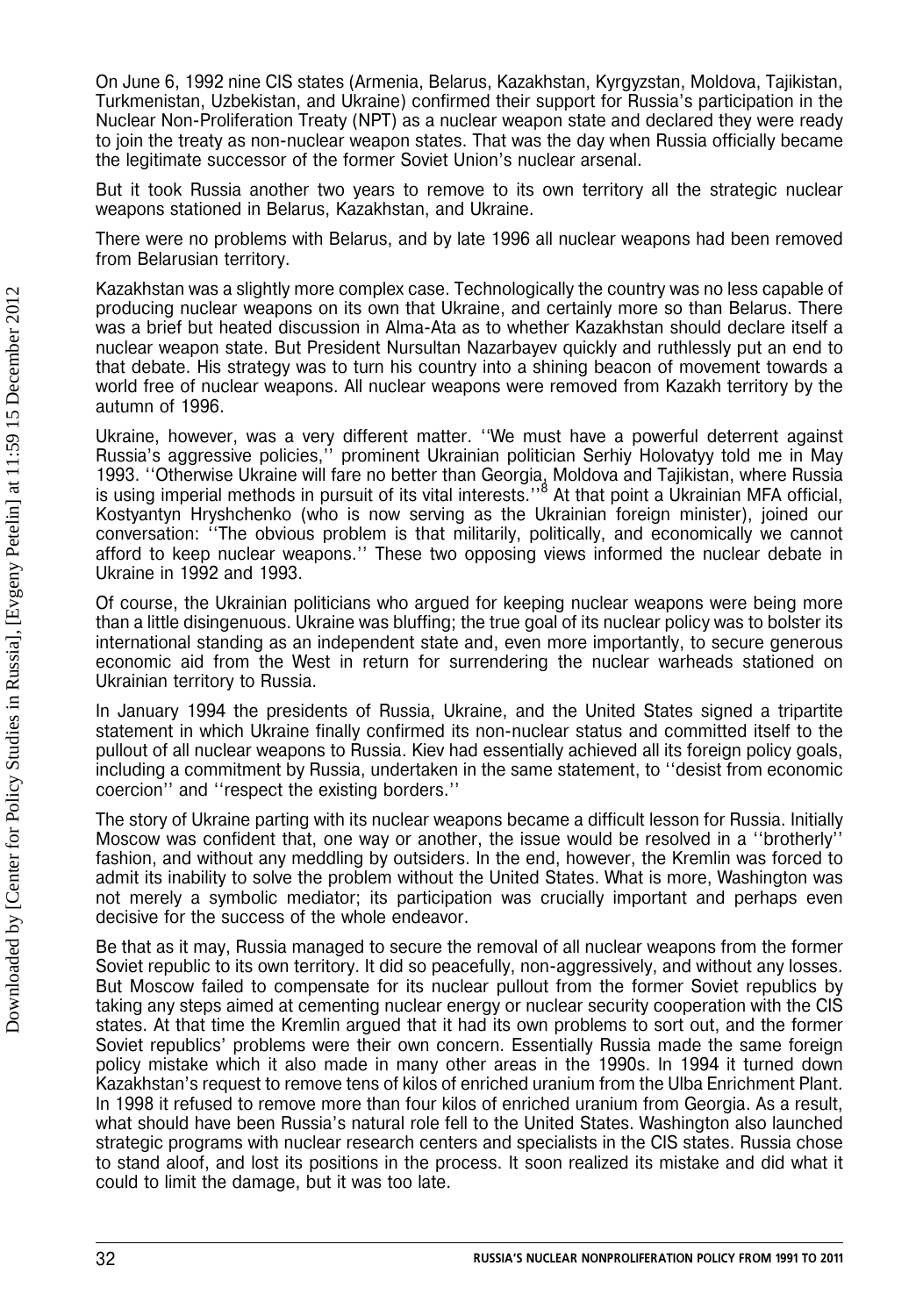On June 6, 1992 nine CIS states (Armenia, Belarus, Kazakhstan, Kyrgyzstan, Moldova, Tajikistan, Turkmenistan, Uzbekistan, and Ukraine) confirmed their support for Russia's participation in the Nuclear Non-Proliferation Treaty (NPT) as a nuclear weapon state and declared they were ready to join the treaty as non-nuclear weapon states. That was the day when Russia officially became the legitimate successor of the former Soviet Union's nuclear arsenal.

But it took Russia another two years to remove to its own territory all the strategic nuclear weapons stationed in Belarus, Kazakhstan, and Ukraine.

There were no problems with Belarus, and by late 1996 all nuclear weapons had been removed from Belarusian territory.

Kazakhstan was a slightly more complex case. Technologically the country was no less capable of producing nuclear weapons on its own that Ukraine, and certainly more so than Belarus. There was a brief but heated discussion in Alma-Ata as to whether Kazakhstan should declare itself a nuclear weapon state. But President Nursultan Nazarbayev quickly and ruthlessly put an end to that debate. His strategy was to turn his country into a shining beacon of movement towards a world free of nuclear weapons. All nuclear weapons were removed from Kazakh territory by the autumn of 1996.

Ukraine, however, was a very different matter. ''We must have a powerful deterrent against Russia's aggressive policies,'' prominent Ukrainian politician Serhiy Holovatyy told me in May 1993. ''Otherwise Ukraine will fare no better than Georgia, Moldova and Tajikistan, where Russia is using imperial methods in pursuit of its vital interests.''[8] At that point a Ukrainian MFA official, Kostyantyn Hryshchenko (who is now serving as the Ukrainian foreign minister), joined our conversation: ''The obvious problem is that militarily, politically, and economically we cannot afford to keep nuclear weapons.'' These two opposing views informed the nuclear debate in Ukraine in 1992 and 1993.

Of course, the Ukrainian politicians who argued for keeping nuclear weapons were being more than a little disingenuous. Ukraine was bluffing; the true goal of its nuclear policy was to bolster its international standing as an independent state and, even more importantly, to secure generous economic aid from the West in return for surrendering the nuclear warheads stationed on Ukrainian territory to Russia.

In January 1994 the presidents of Russia, Ukraine, and the United States signed a tripartite statement in which Ukraine finally confirmed its non-nuclear status and committed itself to the pullout of all nuclear weapons to Russia. Kiev had essentially achieved all its foreign policy goals, including a commitment by Russia, undertaken in the same statement, to ''desist from economic coercion'' and ''respect the existing borders.''

The story of Ukraine parting with its nuclear weapons became a difficult lesson for Russia. Initially Moscow was confident that, one way or another, the issue would be resolved in a ''brotherly'' fashion, and without any meddling by outsiders. In the end, however, the Kremlin was forced to admit its inability to solve the problem without the United States. What is more, Washington was not merely a symbolic mediator; its participation was crucially important and perhaps even decisive for the success of the whole endeavor.

Be that as it may, Russia managed to secure the removal of all nuclear weapons from the former Soviet republic to its own territory. It did so peacefully, non-aggressively, and without any losses. But Moscow failed to compensate for its nuclear pullout from the former Soviet republics by taking any steps aimed at cementing nuclear energy or nuclear security cooperation with the CIS states. At that time the Kremlin argued that it had its own problems to sort out, and the former Soviet republics' problems were their own concern. Essentially Russia made the same foreign policy mistake which it also made in many other areas in the 1990s. In 1994 it turned down Kazakhstan's request to remove tens of kilos of enriched uranium from the Ulba Enrichment Plant. In 1998 it refused to remove more than four kilos of enriched uranium from Georgia. As a result, what should have been Russia's natural role fell to the United States. Washington also launched strategic programs with nuclear research centers and specialists in the CIS states. Russia chose to stand aloof, and lost its positions in the process. It soon realized its mistake and did what it could to limit the damage, but it was too late.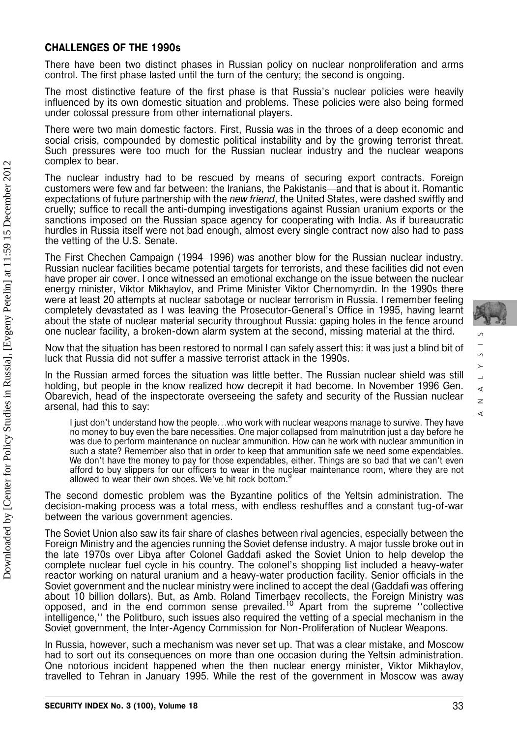### CHALLENGES OF THE 1990s

There have been two distinct phases in Russian policy on nuclear nonproliferation and arms control. The first phase lasted until the turn of the century; the second is ongoing.

The most distinctive feature of the first phase is that Russia's nuclear policies were heavily influenced by its own domestic situation and problems. These policies were also being formed under colossal pressure from other international players.

There were two main domestic factors. First, Russia was in the throes of a deep economic and social crisis, compounded by domestic political instability and by the growing terrorist threat. Such pressures were too much for the Russian nuclear industry and the nuclear weapons complex to bear.

The nuclear industry had to be rescued by means of securing export contracts. Foreign customers were few and far between: the Iranians, the Pakistanis—and that is about it. Romantic expectations of future partnership with the *new friend*, the United States, were dashed swiftly and cruelly; suffice to recall the anti-dumping investigations against Russian uranium exports or the sanctions imposed on the Russian space agency for cooperating with India. As if bureaucratic hurdles in Russia itself were not bad enough, almost every single contract now also had to pass the vetting of the U.S. Senate.

The First Chechen Campaign (1994–1996) was another blow for the Russian nuclear industry. Russian nuclear facilities became potential targets for terrorists, and these facilities did not even have proper air cover. I once witnessed an emotional exchange on the issue between the nuclear energy minister, Viktor Mikhaylov, and Prime Minister Viktor Chernomyrdin. In the 1990s there were at least 20 attempts at nuclear sabotage or nuclear terrorism in Russia. I remember feeling completely devastated as I was leaving the Prosecutor-General's Office in 1995, having learnt about the state of nuclear material security throughout Russia: gaping holes in the fence around one nuclear facility, a broken-down alarm system at the second, missing material at the third.

Now that the situation has been restored to normal I can safely assert this: it was just a blind bit of luck that Russia did not suffer a massive terrorist attack in the 1990s.

In the Russian armed forces the situation was little better. The Russian nuclear shield was still holding, but people in the know realized how decrepit it had become. In November 1996 Gen. Obarevich, head of the inspectorate overseeing the safety and security of the Russian nuclear arsenal, had this to say:

> I just don't understand how the people...who work with nuclear weapons manage to survive. They have no money to buy even the bare necessities. One major collapsed from malnutrition just a day before he was due to perform maintenance on nuclear ammunition. How can he work with nuclear ammunition in such a state? Remember also that in order to keep that ammunition safe we need some expendables. We don't have the money to pay for those expendables, either. Things are so bad that we can't even afford to buy slippers for our officers to wear in the nuclear maintenance room, where they are not allowed to wear their own shoes. We've hit rock bottom.[9]

The second domestic problem was the Byzantine politics of the Yeltsin administration. The decision-making process was a total mess, with endless reshuffles and a constant tug-of-war between the various government agencies.

The Soviet Union also saw its fair share of clashes between rival agencies, especially between the Foreign Ministry and the agencies running the Soviet defense industry. A major tussle broke out in the late 1970s over Libya after Colonel Gaddafi asked the Soviet Union to help develop the complete nuclear fuel cycle in his country. The colonel's shopping list included a heavy-water reactor working on natural uranium and a heavy-water production facility. Senior officials in the Soviet government and the nuclear ministry were inclined to accept the deal (Gaddafi was offering about 10 billion dollars). But, as Amb. Roland Timerbaev recollects, the Foreign Ministry was opposed, and in the end common sense prevailed.[10] Apart from the supreme ''collective intelligence,'' the Politburo, such issues also required the vetting of a special mechanism in the Soviet government, the Inter-Agency Commission for Non-Proliferation of Nuclear Weapons.

In Russia, however, such a mechanism was never set up. That was a clear mistake, and Moscow had to sort out its consequences on more than one occasion during the Yeltsin administration. One notorious incident happened when the then nuclear energy minister, Viktor Mikhaylov, travelled to Tehran in January 1995. While the rest of the government in Moscow was away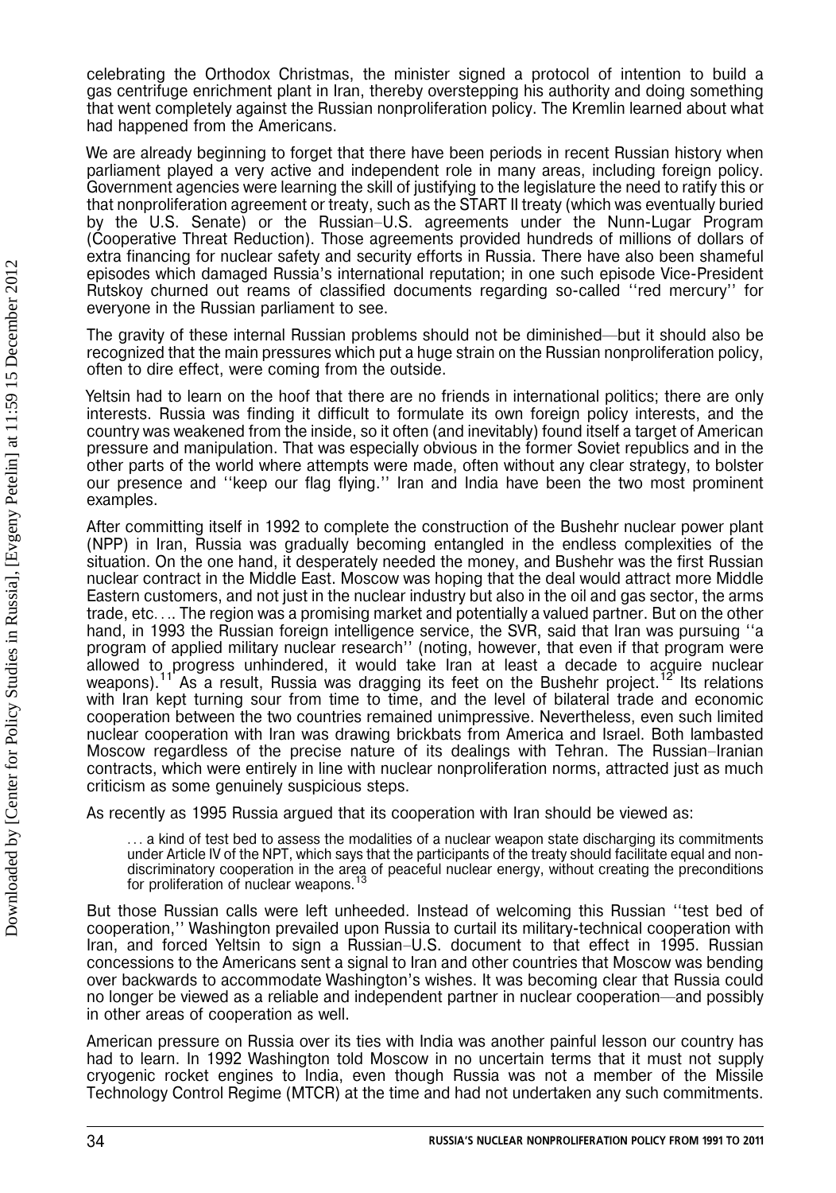celebrating the Orthodox Christmas, the minister signed a protocol of intention to build a gas centrifuge enrichment plant in Iran, thereby overstepping his authority and doing something that went completely against the Russian nonproliferation policy. The Kremlin learned about what had happened from the Americans.

We are already beginning to forget that there have been periods in recent Russian history when parliament played a very active and independent role in many areas, including foreign policy. Government agencies were learning the skill of justifying to the legislature the need to ratify this or that nonproliferation agreement or treaty, such as the START II treaty (which was eventually buried by the U.S. Senate) or the Russian–U.S. agreements under the Nunn-Lugar Program (Cooperative Threat Reduction). Those agreements provided hundreds of millions of dollars of extra financing for nuclear safety and security efforts in Russia. There have also been shameful episodes which damaged Russia's international reputation; in one such episode Vice-President Rutskoy churned out reams of classified documents regarding so-called ''red mercury'' for everyone in the Russian parliament to see.

The gravity of these internal Russian problems should not be diminished—but it should also be recognized that the main pressures which put a huge strain on the Russian nonproliferation policy, often to dire effect, were coming from the outside.

Yeltsin had to learn on the hoof that there are no friends in international politics; there are only interests. Russia was finding it difficult to formulate its own foreign policy interests, and the country was weakened from the inside, so it often (and inevitably) found itself a target of American pressure and manipulation. That was especially obvious in the former Soviet republics and in the other parts of the world where attempts were made, often without any clear strategy, to bolster our presence and ''keep our flag flying.'' Iran and India have been the two most prominent examples.

After committing itself in 1992 to complete the construction of the Bushehr nuclear power plant (NPP) in Iran, Russia was gradually becoming entangled in the endless complexities of the situation. On the one hand, it desperately needed the money, and Bushehr was the first Russian nuclear contract in the Middle East. Moscow was hoping that the deal would attract more Middle Eastern customers, and not just in the nuclear industry but also in the oil and gas sector, the arms trade, etc.... The region was a promising market and potentially a valued partner. But on the other hand, in 1993 the Russian foreign intelligence service, the SVR, said that Iran was pursuing ''a program of applied military nuclear research'' (noting, however, that even if that program were allowed to progress unhindered, it would take Iran at least a decade to acquire nuclear weapons).[11] As a result, Russia was dragging its feet on the Bushehr project.[12] Its relations with Iran kept turning sour from time to time, and the level of bilateral trade and economic cooperation between the two countries remained unimpressive. Nevertheless, even such limited nuclear cooperation with Iran was drawing brickbats from America and Israel. Both lambasted Moscow regardless of the precise nature of its dealings with Tehran. The Russian–Iranian contracts, which were entirely in line with nuclear nonproliferation norms, attracted just as much criticism as some genuinely suspicious steps.

As recently as 1995 Russia argued that its cooperation with Iran should be viewed as:

> ... a kind of test bed to assess the modalities of a nuclear weapon state discharging its commitments under Article IV of the NPT, which says that the participants of the treaty should facilitate equal and non-discriminatory cooperation in the area of peaceful nuclear energy, without creating the preconditions for proliferation of nuclear weapons.[13]

But those Russian calls were left unheeded. Instead of welcoming this Russian ''test bed of cooperation,'' Washington prevailed upon Russia to curtail its military-technical cooperation with Iran, and forced Yeltsin to sign a Russian–U.S. document to that effect in 1995. Russian concessions to the Americans sent a signal to Iran and other countries that Moscow was bending over backwards to accommodate Washington's wishes. It was becoming clear that Russia could no longer be viewed as a reliable and independent partner in nuclear cooperation—and possibly in other areas of cooperation as well.

American pressure on Russia over its ties with India was another painful lesson our country has had to learn. In 1992 Washington told Moscow in no uncertain terms that it must not supply cryogenic rocket engines to India, even though Russia was not a member of the Missile Technology Control Regime (MTCR) at the time and had not undertaken any such commitments.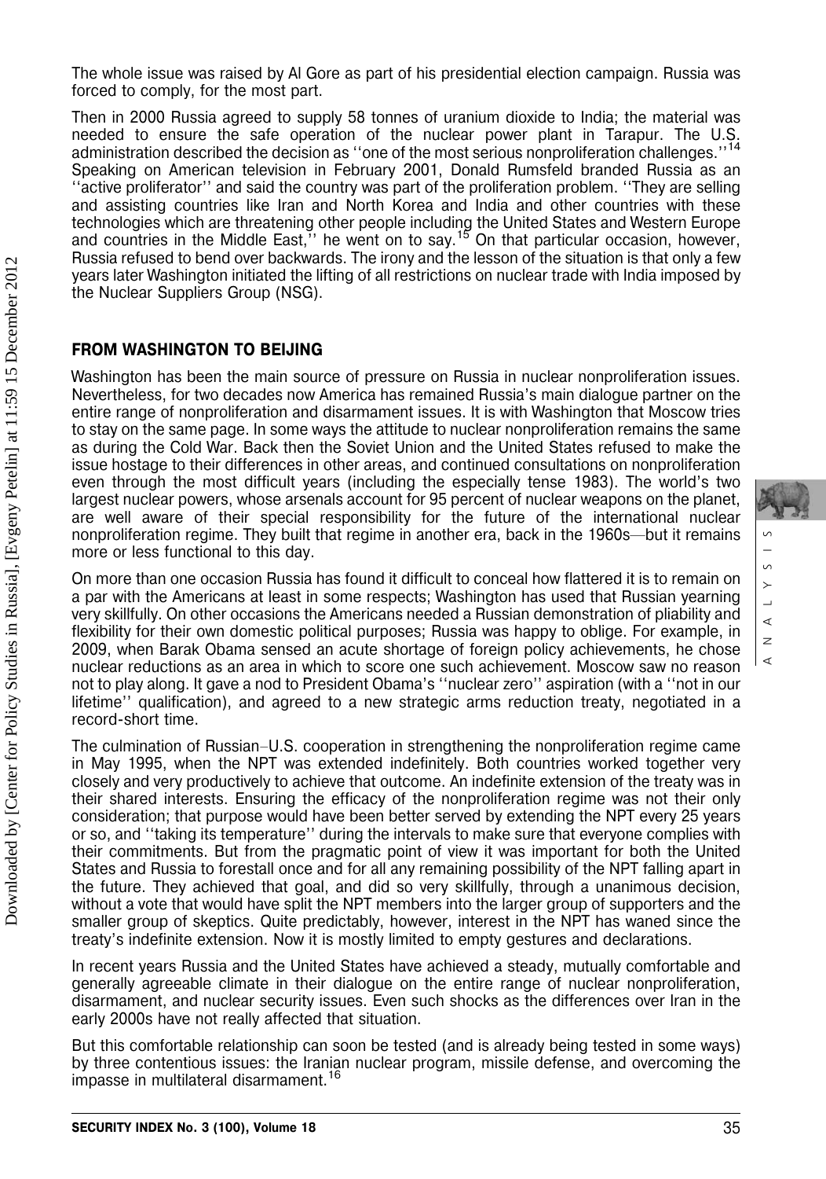The whole issue was raised by Al Gore as part of his presidential election campaign. Russia was forced to comply, for the most part.

Then in 2000 Russia agreed to supply 58 tonnes of uranium dioxide to India; the material was needed to ensure the safe operation of the nuclear power plant in Tarapur. The U.S. administration described the decision as ''one of the most serious nonproliferation challenges.''[14] Speaking on American television in February 2001, Donald Rumsfeld branded Russia as an ''active proliferator'' and said the country was part of the proliferation problem. ''They are selling and assisting countries like Iran and North Korea and India and other countries with these technologies which are threatening other people including the United States and Western Europe and countries in the Middle East,'' he went on to say.[15] On that particular occasion, however, Russia refused to bend over backwards. The irony and the lesson of the situation is that only a few years later Washington initiated the lifting of all restrictions on nuclear trade with India imposed by the Nuclear Suppliers Group (NSG).

## FROM WASHINGTON TO BEIJING

Washington has been the main source of pressure on Russia in nuclear nonproliferation issues. Nevertheless, for two decades now America has remained Russia's main dialogue partner on the entire range of nonproliferation and disarmament issues. It is with Washington that Moscow tries to stay on the same page. In some ways the attitude to nuclear nonproliferation remains the same as during the Cold War. Back then the Soviet Union and the United States refused to make the issue hostage to their differences in other areas, and continued consultations on nonproliferation even through the most difficult years (including the especially tense 1983). The world's two largest nuclear powers, whose arsenals account for 95 percent of nuclear weapons on the planet, are well aware of their special responsibility for the future of the international nuclear nonproliferation regime. They built that regime in another era, back in the 1960s—but it remains more or less functional to this day.

On more than one occasion Russia has found it difficult to conceal how flattered it is to remain on a par with the Americans at least in some respects; Washington has used that Russian yearning very skillfully. On other occasions the Americans needed a Russian demonstration of pliability and flexibility for their own domestic political purposes; Russia was happy to oblige. For example, in 2009, when Barak Obama sensed an acute shortage of foreign policy achievements, he chose nuclear reductions as an area in which to score one such achievement. Moscow saw no reason not to play along. It gave a nod to President Obama's ''nuclear zero'' aspiration (with a ''not in our lifetime'' qualification), and agreed to a new strategic arms reduction treaty, negotiated in a record-short time.

The culmination of Russian–U.S. cooperation in strengthening the nonproliferation regime came in May 1995, when the NPT was extended indefinitely. Both countries worked together very closely and very productively to achieve that outcome. An indefinite extension of the treaty was in their shared interests. Ensuring the efficacy of the nonproliferation regime was not their only consideration; that purpose would have been better served by extending the NPT every 25 years or so, and ''taking its temperature'' during the intervals to make sure that everyone complies with their commitments. But from the pragmatic point of view it was important for both the United States and Russia to forestall once and for all any remaining possibility of the NPT falling apart in the future. They achieved that goal, and did so very skillfully, through a unanimous decision, without a vote that would have split the NPT members into the larger group of supporters and the smaller group of skeptics. Quite predictably, however, interest in the NPT has waned since the treaty's indefinite extension. Now it is mostly limited to empty gestures and declarations.

In recent years Russia and the United States have achieved a steady, mutually comfortable and generally agreeable climate in their dialogue on the entire range of nuclear nonproliferation, disarmament, and nuclear security issues. Even such shocks as the differences over Iran in the early 2000s have not really affected that situation.

But this comfortable relationship can soon be tested (and is already being tested in some ways) by three contentious issues: the Iranian nuclear program, missile defense, and overcoming the impasse in multilateral disarmament.[16]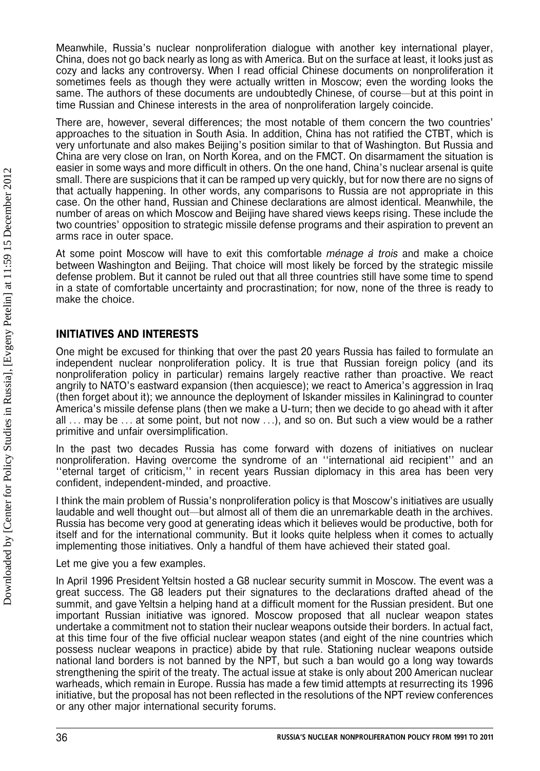Meanwhile, Russia's nuclear nonproliferation dialogue with another key international player, China, does not go back nearly as long as with America. But on the surface at least, it looks just as cozy and lacks any controversy. When I read official Chinese documents on nonproliferation it sometimes feels as though they were actually written in Moscow; even the wording looks the same. The authors of these documents are undoubtedly Chinese, of course—but at this point in time Russian and Chinese interests in the area of nonproliferation largely coincide.

There are, however, several differences; the most notable of them concern the two countries' approaches to the situation in South Asia. In addition, China has not ratified the CTBT, which is very unfortunate and also makes Beijing's position similar to that of Washington. But Russia and China are very close on Iran, on North Korea, and on the FMCT. On disarmament the situation is easier in some ways and more difficult in others. On the one hand, China's nuclear arsenal is quite small. There are suspicions that it can be ramped up very quickly, but for now there are no signs of that actually happening. In other words, any comparisons to Russia are not appropriate in this case. On the other hand, Russian and Chinese declarations are almost identical. Meanwhile, the number of areas on which Moscow and Beijing have shared views keeps rising. These include the two countries' opposition to strategic missile defense programs and their aspiration to prevent an arms race in outer space.

At some point Moscow will have to exit this comfortable *ménage à trois* and make a choice between Washington and Beijing. That choice will most likely be forced by the strategic missile defense problem. But it cannot be ruled out that all three countries still have some time to spend in a state of comfortable uncertainty and procrastination; for now, none of the three is ready to make the choice.

## INITIATIVES AND INTERESTS

One might be excused for thinking that over the past 20 years Russia has failed to formulate an independent nuclear nonproliferation policy. It is true that Russian foreign policy (and its nonproliferation policy in particular) remains largely reactive rather than proactive. We react angrily to NATO's eastward expansion (then acquiesce); we react to America's aggression in Iraq (then forget about it); we announce the deployment of Iskander missiles in Kaliningrad to counter America's missile defense plans (then we make a U-turn; then we decide to go ahead with it after all ... may be ... at some point, but not now ...), and so on. But such a view would be a rather primitive and unfair oversimplification.

In the past two decades Russia has come forward with dozens of initiatives on nuclear nonproliferation. Having overcome the syndrome of an ''international aid recipient'' and an ''eternal target of criticism,'' in recent years Russian diplomacy in this area has been very confident, independent-minded, and proactive.

I think the main problem of Russia's nonproliferation policy is that Moscow's initiatives are usually laudable and well thought out—but almost all of them die an unremarkable death in the archives. Russia has become very good at generating ideas which it believes would be productive, both for itself and for the international community. But it looks quite helpless when it comes to actually implementing those initiatives. Only a handful of them have achieved their stated goal.

Let me give you a few examples.

In April 1996 President Yeltsin hosted a G8 nuclear security summit in Moscow. The event was a great success. The G8 leaders put their signatures to the declarations drafted ahead of the summit, and gave Yeltsin a helping hand at a difficult moment for the Russian president. But one important Russian initiative was ignored. Moscow proposed that all nuclear weapon states undertake a commitment not to station their nuclear weapons outside their borders. In actual fact, at this time four of the five official nuclear weapon states (and eight of the nine countries which possess nuclear weapons in practice) abide by that rule. Stationing nuclear weapons outside national land borders is not banned by the NPT, but such a ban would go a long way towards strengthening the spirit of the treaty. The actual issue at stake is only about 200 American nuclear warheads, which remain in Europe. Russia has made a few timid attempts at resurrecting its 1996 initiative, but the proposal has not been reflected in the resolutions of the NPT review conferences or any other major international security forums.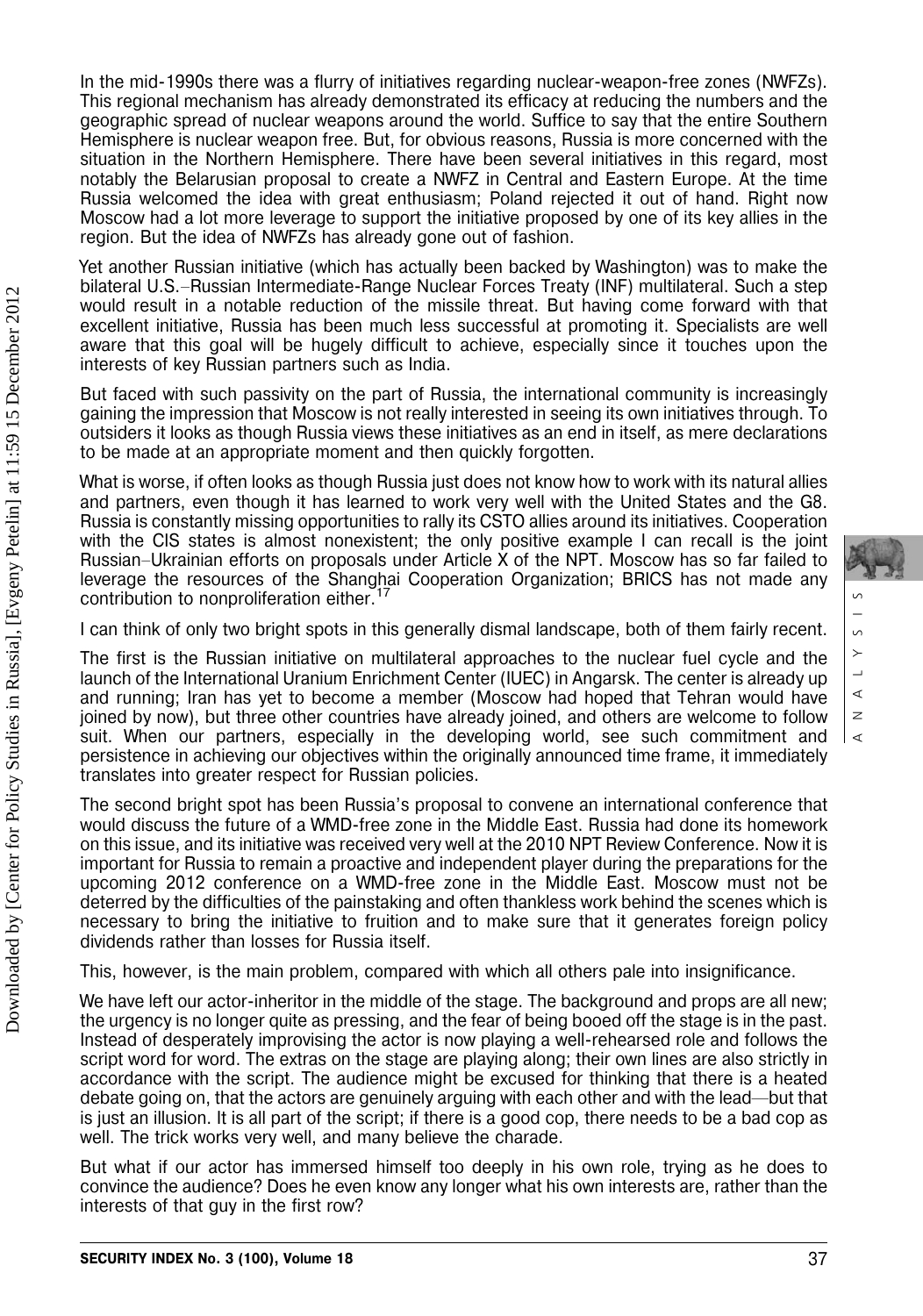In the mid-1990s there was a flurry of initiatives regarding nuclear-weapon-free zones (NWFZs). This regional mechanism has already demonstrated its efficacy at reducing the numbers and the geographic spread of nuclear weapons around the world. Suffice to say that the entire Southern Hemisphere is nuclear weapon free. But, for obvious reasons, Russia is more concerned with the situation in the Northern Hemisphere. There have been several initiatives in this regard, most notably the Belarusian proposal to create a NWFZ in Central and Eastern Europe. At the time Russia welcomed the idea with great enthusiasm; Poland rejected it out of hand. Right now Moscow had a lot more leverage to support the initiative proposed by one of its key allies in the region. But the idea of NWFZs has already gone out of fashion.

Yet another Russian initiative (which has actually been backed by Washington) was to make the bilateral U.S.–Russian Intermediate-Range Nuclear Forces Treaty (INF) multilateral. Such a step would result in a notable reduction of the missile threat. But having come forward with that excellent initiative, Russia has been much less successful at promoting it. Specialists are well aware that this goal will be hugely difficult to achieve, especially since it touches upon the interests of key Russian partners such as India.

But faced with such passivity on the part of Russia, the international community is increasingly gaining the impression that Moscow is not really interested in seeing its own initiatives through. To outsiders it looks as though Russia views these initiatives as an end in itself, as mere declarations to be made at an appropriate moment and then quickly forgotten.

What is worse, if often looks as though Russia just does not know how to work with its natural allies and partners, even though it has learned to work very well with the United States and the G8. Russia is constantly missing opportunities to rally its CSTO allies around its initiatives. Cooperation with the CIS states is almost nonexistent; the only positive example I can recall is the joint Russian–Ukrainian efforts on proposals under Article X of the NPT. Moscow has so far failed to leverage the resources of the Shanghai Cooperation Organization; BRICS has not made any contribution to nonproliferation either.[17]

I can think of only two bright spots in this generally dismal landscape, both of them fairly recent.

The first is the Russian initiative on multilateral approaches to the nuclear fuel cycle and the launch of the International Uranium Enrichment Center (IUEC) in Angarsk. The center is already up and running; Iran has yet to become a member (Moscow had hoped that Tehran would have joined by now), but three other countries have already joined, and others are welcome to follow suit. When our partners, especially in the developing world, see such commitment and persistence in achieving our objectives within the originally announced time frame, it immediately translates into greater respect for Russian policies.

The second bright spot has been Russia's proposal to convene an international conference that would discuss the future of a WMD-free zone in the Middle East. Russia had done its homework on this issue, and its initiative was received very well at the 2010 NPT Review Conference. Now it is important for Russia to remain a proactive and independent player during the preparations for the upcoming 2012 conference on a WMD-free zone in the Middle East. Moscow must not be deterred by the difficulties of the painstaking and often thankless work behind the scenes which is necessary to bring the initiative to fruition and to make sure that it generates foreign policy dividends rather than losses for Russia itself.

This, however, is the main problem, compared with which all others pale into insignificance.

We have left our actor-inheritor in the middle of the stage. The background and props are all new; the urgency is no longer quite as pressing, and the fear of being booed off the stage is in the past. Instead of desperately improvising the actor is now playing a well-rehearsed role and follows the script word for word. The extras on the stage are playing along; their own lines are also strictly in accordance with the script. The audience might be excused for thinking that there is a heated debate going on, that the actors are genuinely arguing with each other and with the lead—but that is just an illusion. It is all part of the script; if there is a good cop, there needs to be a bad cop as well. The trick works very well, and many believe the charade.

But what if our actor has immersed himself too deeply in his own role, trying as he does to convince the audience? Does he even know any longer what his own interests are, rather than the interests of that guy in the first row?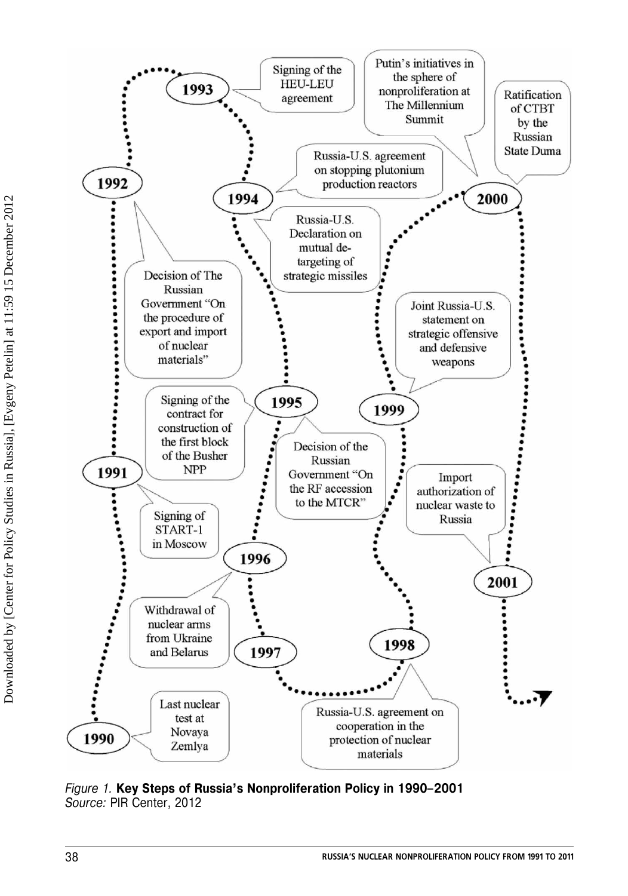- **1990** — Last nuclear test at Novaya Zemlya
- **1991** — Signing of START-1 in Moscow
- **1992** — Decision of The Russian Government "On the procedure of export and import of nuclear materials"
- **1993** — Signing of the HEU-LEU agreement
- **1994** — Russia-U.S. agreement on stopping plutonium production reactors
- **1994** — Russia-U.S. Declaration on mutual de-targeting of strategic missiles
- **1995** — Signing of the contract for construction of the first block of the Busher NPP
- **1995** — Decision of the Russian Government "On the RF accession to the MTCR"
- **1996** — Withdrawal of nuclear arms from Ukraine and Belarus
- **1997**
- **1998** — Russia-U.S. agreement on cooperation in the protection of nuclear materials
- **1999** — Joint Russia-U.S. statement on strategic offensive and defensive weapons
- **2000** — Putin's initiatives in the sphere of nonproliferation at The Millennium Summit
- **2000** — Ratification of CTBT by the Russian State Duma
- **2001** — Import authorization of nuclear waste to Russia

*Figure 1.* **Key Steps of Russia's Nonproliferation Policy in 1990–2001**
*Source:* PIR Center, 2012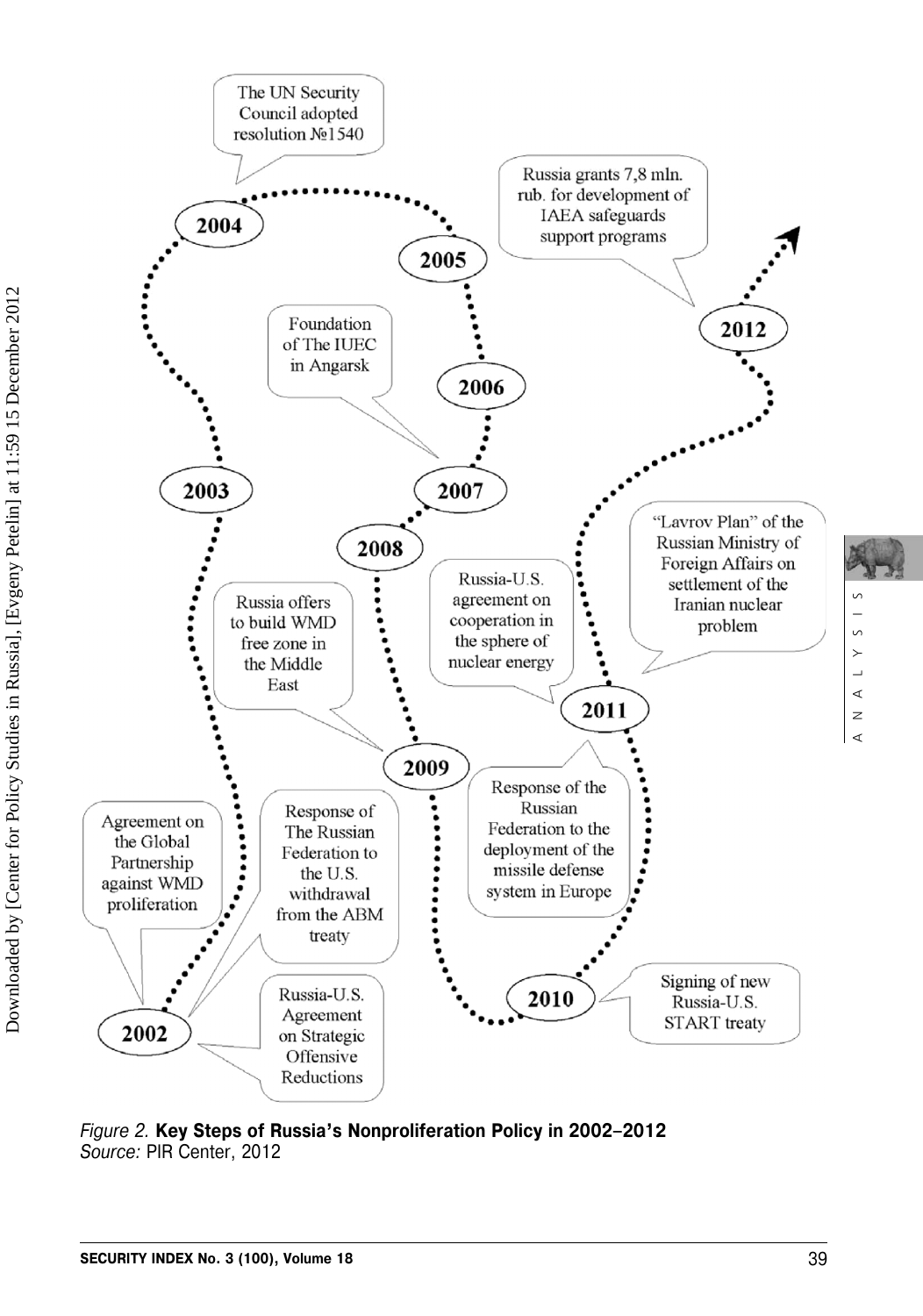- **2002**
  - Agreement on the Global Partnership against WMD proliferation
  - Response of The Russian Federation to the U.S. withdrawal from the ABM treaty
  - Russia-U.S. Agreement on Strategic Offensive Reductions
- **2003**
- **2004**
  - The UN Security Council adopted resolution №1540
- **2005**
- **2006**
- **2007**
  - Foundation of The IUEC in Angarsk
- **2008**
- **2009**
  - Russia offers to build WMD free zone in the Middle East
- **2010**
  - Signing of new Russia-U.S. START treaty
- **2011**
  - Russia-U.S. agreement on cooperation in the sphere of nuclear energy
  - "Lavrov Plan" of the Russian Ministry of Foreign Affairs on settlement of the Iranian nuclear problem
  - Response of the Russian Federation to the deployment of the missile defense system in Europe
- **2012**
  - Russia grants 7,8 mln. rub. for development of IAEA safeguards support programs

*Figure 2.* **Key Steps of Russia's Nonproliferation Policy in 2002–2012**
*Source:* PIR Center, 2012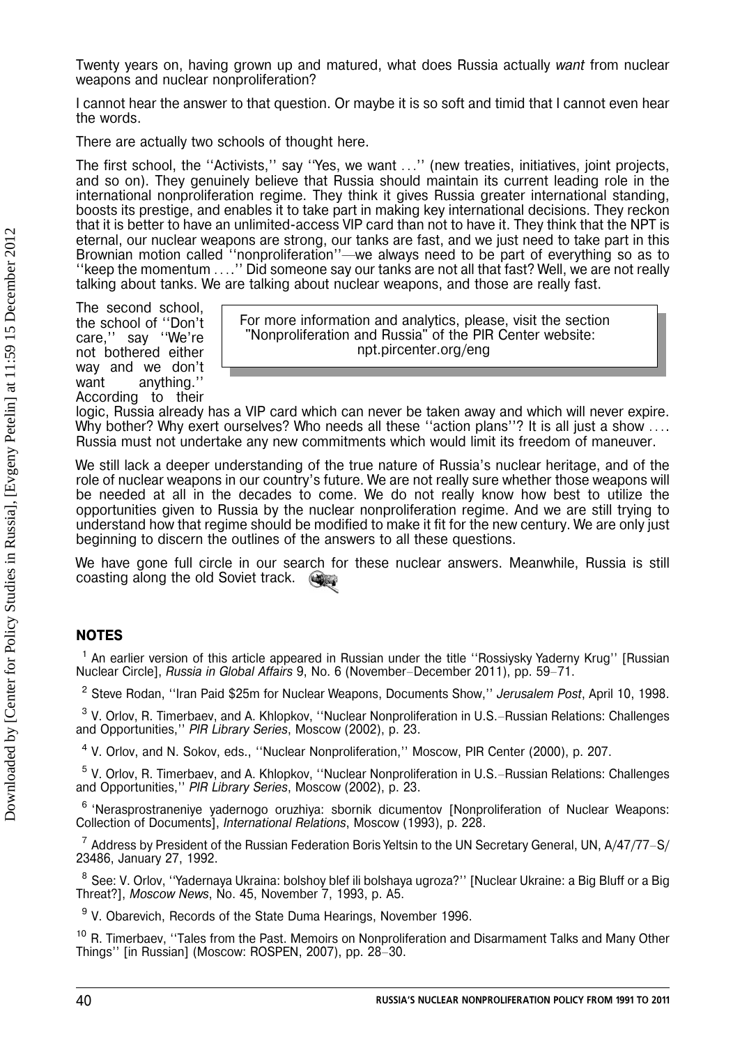Twenty years on, having grown up and matured, what does Russia actually *want* from nuclear weapons and nuclear nonproliferation?

I cannot hear the answer to that question. Or maybe it is so soft and timid that I cannot even hear the words.

There are actually two schools of thought here.

The first school, the ''Activists,'' say ''Yes, we want . . .'' (new treaties, initiatives, joint projects, and so on). They genuinely believe that Russia should maintain its current leading role in the international nonproliferation regime. They think it gives Russia greater international standing, boosts its prestige, and enables it to take part in making key international decisions. They reckon that it is better to have an unlimited-access VIP card than not to have it. They think that the NPT is eternal, our nuclear weapons are strong, our tanks are fast, and we just need to take part in this Brownian motion called ''nonproliferation''—we always need to be part of everything so as to ''keep the momentum . . . .'' Did someone say our tanks are not all that fast? Well, we are not really talking about tanks. We are talking about nuclear weapons, and those are really fast.

The second school, the school of ''Don't care,'' say ''We're not bothered either way and we don't want anything.'' According to their logic, Russia already has a VIP card which can never be taken away and which will never expire. Why bother? Why exert ourselves? Who needs all these ''action plans''? It is all just a show . . . . Russia must not undertake any new commitments which would limit its freedom of maneuver.

For more information and analytics, please, visit the section "Nonproliferation and Russia" of the PIR Center website: npt.pircenter.org/eng

We still lack a deeper understanding of the true nature of Russia's nuclear heritage, and of the role of nuclear weapons in our country's future. We are not really sure whether those weapons will be needed at all in the decades to come. We do not really know how best to utilize the opportunities given to Russia by the nuclear nonproliferation regime. And we are still trying to understand how that regime should be modified to make it fit for the new century. We are only just beginning to discern the outlines of the answers to all these questions.

We have gone full circle in our search for these nuclear answers. Meanwhile, Russia is still coasting along the old Soviet track.

## NOTES

1 An earlier version of this article appeared in Russian under the title ''Rossiysky Yaderny Krug'' [Russian Nuclear Circle], *Russia in Global Affairs* 9, No. 6 (November–December 2011), pp. 59–71.

2 Steve Rodan, ''Iran Paid $25m for Nuclear Weapons, Documents Show,'' *Jerusalem Post*, April 10, 1998.

3 V. Orlov, R. Timerbaev, and A. Khlopkov, ''Nuclear Nonproliferation in U.S.–Russian Relations: Challenges and Opportunities,'' *PIR Library Series*, Moscow (2002), p. 23.

4 V. Orlov, and N. Sokov, eds., ''Nuclear Nonproliferation,'' Moscow, PIR Center (2000), p. 207.

5 V. Orlov, R. Timerbaev, and A. Khlopkov, ''Nuclear Nonproliferation in U.S.–Russian Relations: Challenges and Opportunities,'' *PIR Library Series*, Moscow (2002), p. 23.

6 'Nerasprostraneniye yadernogo oruzhiya: sbornik dicumentov [Nonproliferation of Nuclear Weapons: Collection of Documents], *International Relations*, Moscow (1993), p. 228.

7 Address by President of the Russian Federation Boris Yeltsin to the UN Secretary General, UN, A/47/77–S/23486, January 27, 1992.

8 See: V. Orlov, ''Yadernaya Ukraina: bolshoy blef ili bolshaya ugroza?'' [Nuclear Ukraine: a Big Bluff or a Big Threat?], *Moscow News*, No. 45, November 7, 1993, p. A5.

9 V. Obarevich, Records of the State Duma Hearings, November 1996.

10 R. Timerbaev, ''Tales from the Past. Memoirs on Nonproliferation and Disarmament Talks and Many Other Things'' [in Russian] (Moscow: ROSPEN, 2007), pp. 28–30.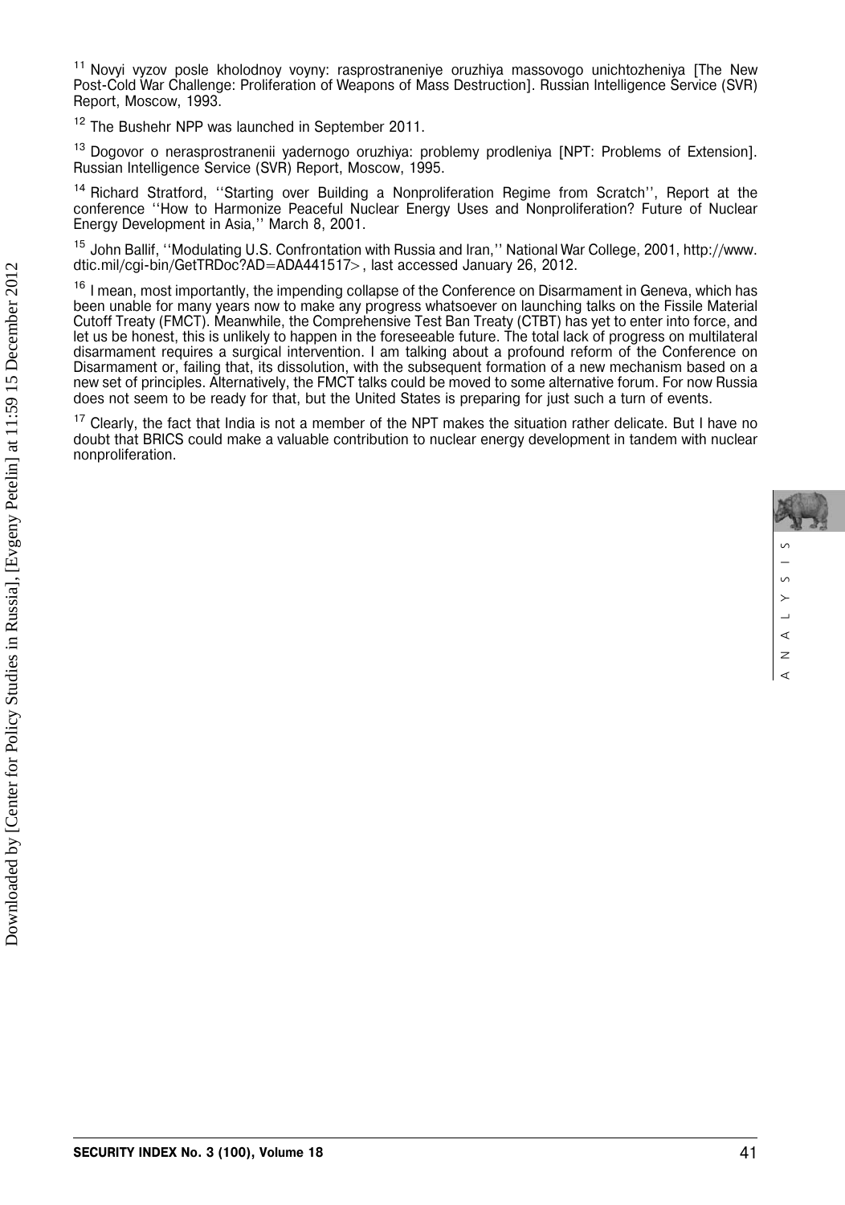[11] Novyi vyzov posle kholodnoy voyny: rasprostraneniye oruzhiya massovogo unichtozheniya [The New Post-Cold War Challenge: Proliferation of Weapons of Mass Destruction]. Russian Intelligence Service (SVR) Report, Moscow, 1993.

[12] The Bushehr NPP was launched in September 2011.

[13] Dogovor o nerasprostranenii yadernogo oruzhiya: problemy prodleniya [NPT: Problems of Extension]. Russian Intelligence Service (SVR) Report, Moscow, 1995.

[14] Richard Stratford, ''Starting over Building a Nonproliferation Regime from Scratch'', Report at the conference ''How to Harmonize Peaceful Nuclear Energy Uses and Nonproliferation? Future of Nuclear Energy Development in Asia,'' March 8, 2001.

[15] John Ballif, ''Modulating U.S. Confrontation with Russia and Iran,'' National War College, 2001, http://www.dtic.mil/cgi-bin/GetTRDoc?AD=ADA441517>, last accessed January 26, 2012.

[16] I mean, most importantly, the impending collapse of the Conference on Disarmament in Geneva, which has been unable for many years now to make any progress whatsoever on launching talks on the Fissile Material Cutoff Treaty (FMCT). Meanwhile, the Comprehensive Test Ban Treaty (CTBT) has yet to enter into force, and let us be honest, this is unlikely to happen in the foreseeable future. The total lack of progress on multilateral disarmament requires a surgical intervention. I am talking about a profound reform of the Conference on Disarmament or, failing that, its dissolution, with the subsequent formation of a new mechanism based on a new set of principles. Alternatively, the FMCT talks could be moved to some alternative forum. For now Russia does not seem to be ready for that, but the United States is preparing for just such a turn of events.

[17] Clearly, the fact that India is not a member of the NPT makes the situation rather delicate. But I have no doubt that BRICS could make a valuable contribution to nuclear energy development in tandem with nuclear nonproliferation.